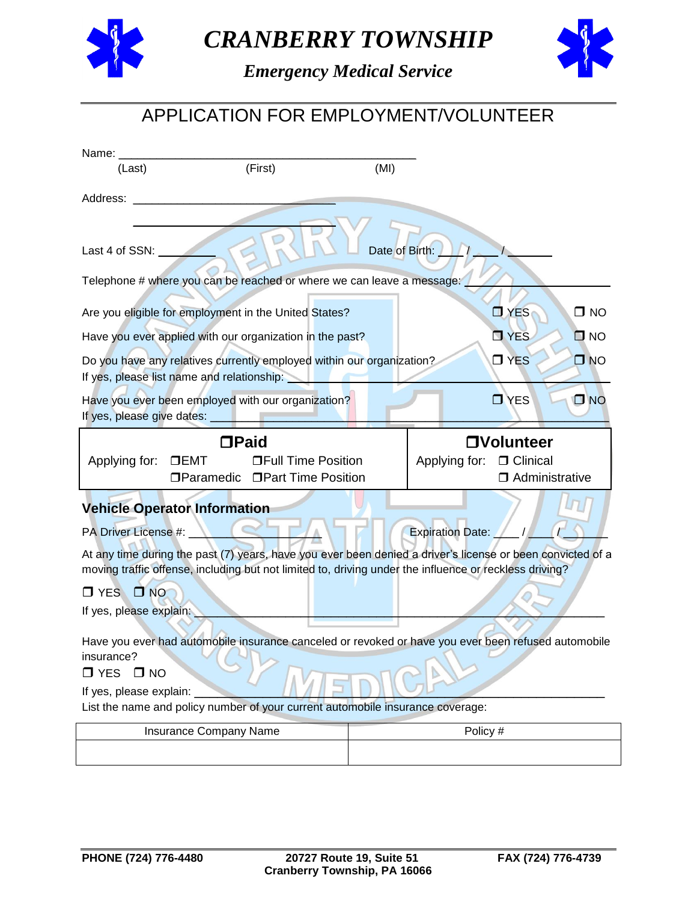# *CRANBERRY TOWNSHIP*

## *Emergency Medical Service*

# APPLICATION FOR EMPLOYMENT/VOLUNTEER

Name: ______________________________________________
(Last) (First) (MI)

Address: ________________________________

________________________________

Last 4 of SSN: _________ Date of Birth: ____ / ____ / _______

Telephone # where you can be reached or where we can leave a message: ________________________

Are you eligible for employment in the United States? ❒ YES ❒ NO

Have you ever applied with our organization in the past? ❒ YES ❒ NO

Do you have any relatives currently employed within our organization? ❒ YES ❒ NO
If yes, please list name and relationship: ________________________________________________

Have you ever been employed with our organization? ❒ YES ❒ NO
If yes, please give dates: ________________________________________________________________

| ❒**Paid** | ❒**Volunteer** |
|---|---|
| Applying for: ❒EMT ❒Full Time Position<br>❒Paramedic ❒Part Time Position | Applying for: ❒ Clinical<br>❒ Administrative |

### Vehicle Operator Information

PA Driver License #: ____________________ Expiration Date: ____ / ____ / _______

At any time during the past (7) years, have you ever been denied a driver's license or been convicted of a moving traffic offense, including but not limited to, driving under the influence or reckless driving?

❒ YES ❒ NO

If yes, please explain: ____________________________________________________________________

Have you ever had automobile insurance canceled or revoked or have you ever been refused automobile insurance?

❒ YES ❒ NO

If yes, please explain: ____________________________________________________________________

List the name and policy number of your current automobile insurance coverage:

| Insurance Company Name | Policy # |
|---|---|
| | |

**PHONE (724) 776-4480** **20727 Route 19, Suite 51 Cranberry Township, PA 16066** **FAX (724) 776-4739**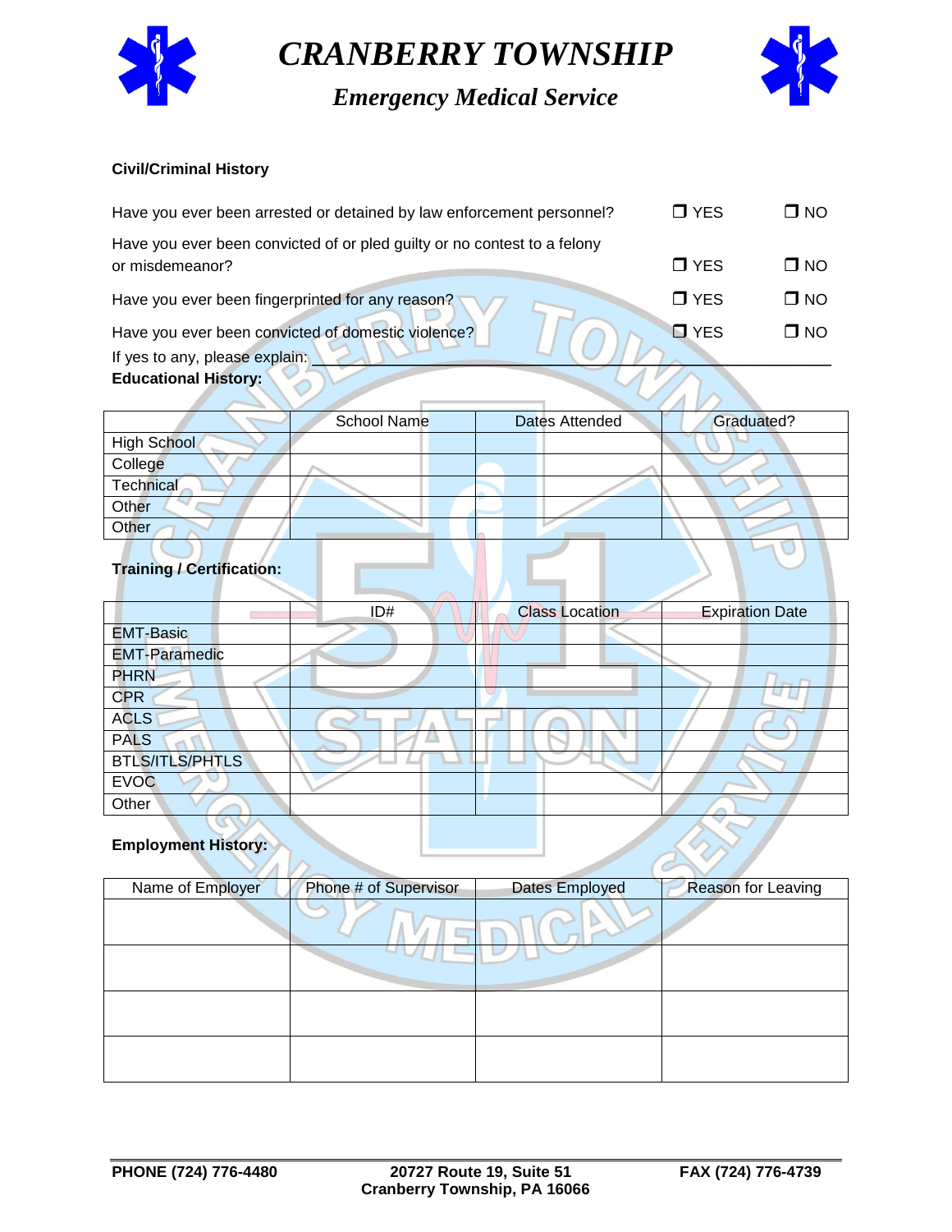# CRANBERRY TOWNSHIP

## *Emergency Medical Service*

**Civil/Criminal History**

Have you ever been arrested or detained by law enforcement personnel? ❒ YES ❒ NO

Have you ever been convicted of or pled guilty or no contest to a felony or misdemeanor? ❒ YES ❒ NO

Have you ever been fingerprinted for any reason? ❒ YES ❒ NO

Have you ever been convicted of domestic violence? ❒ YES ❒ NO

If yes to any, please explain: ______________________________________________

**Educational History:**

| | School Name | Dates Attended | Graduated? |
|---|---|---|---|
| High School | | | |
| College | | | |
| Technical | | | |
| Other | | | |
| Other | | | |

**Training / Certification:**

| | ID# | Class Location | Expiration Date |
|---|---|---|---|
| EMT-Basic | | | |
| EMT-Paramedic | | | |
| PHRN | | | |
| CPR | | | |
| ACLS | | | |
| PALS | | | |
| BTLS/ITLS/PHTLS | | | |
| EVOC | | | |
| Other | | | |

**Employment History:**

| Name of Employer | Phone # of Supervisor | Dates Employed | Reason for Leaving |
|---|---|---|---|
| | | | |
| | | | |
| | | | |
| | | | |

**PHONE (724) 776-4480** **20727 Route 19, Suite 51 Cranberry Township, PA 16066** **FAX (724) 776-4739**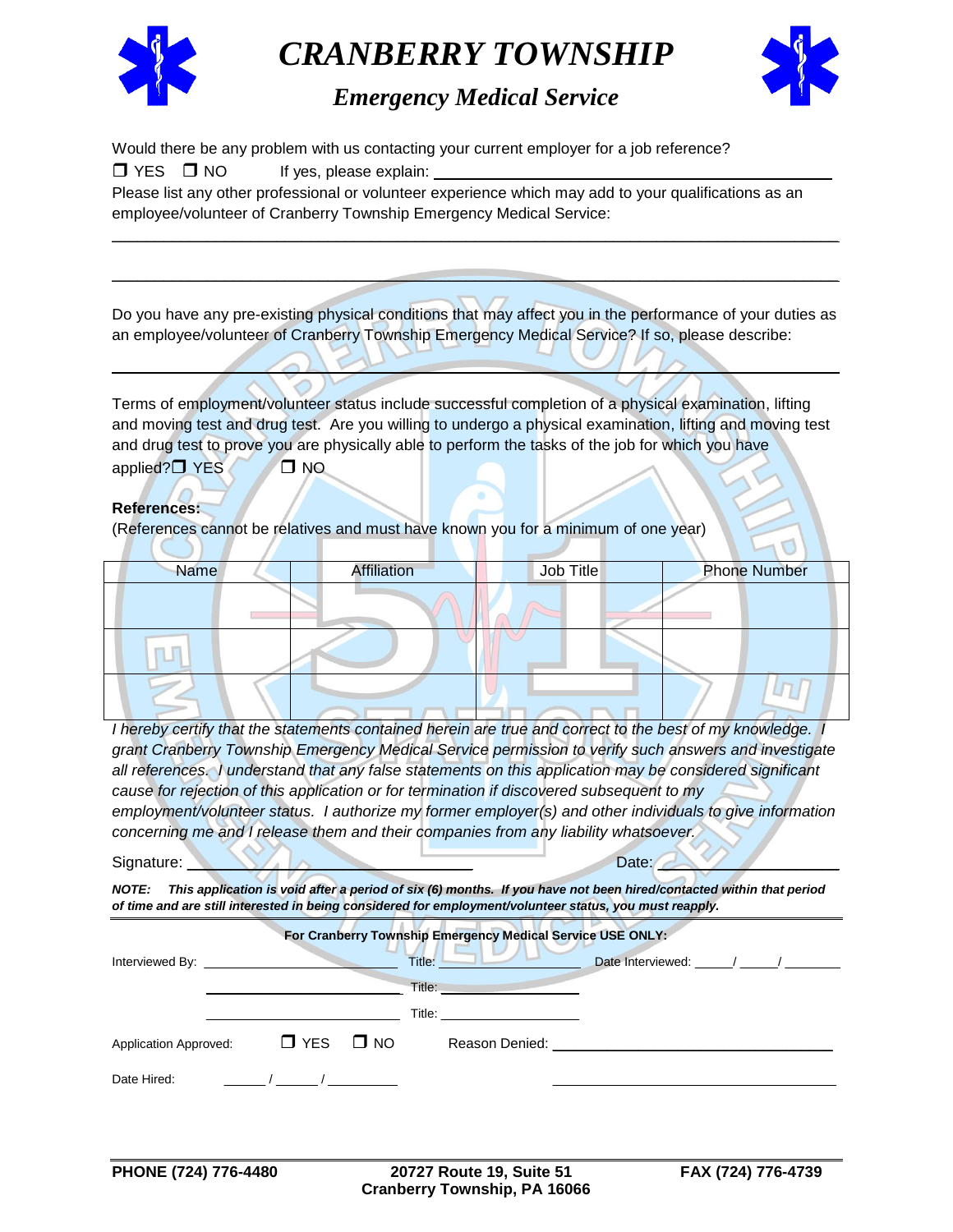// CRANBERRY TOWNSHIP

## *Emergency Medical Service*

Would there be any problem with us contacting your current employer for a job reference?

❒ YES ❒ NO If yes, please explain: ________________________________________

Please list any other professional or volunteer experience which may add to your qualifications as an employee/volunteer of Cranberry Township Emergency Medical Service:

________________________________________________________________________________

________________________________________________________________________________

Do you have any pre-existing physical conditions that may affect you in the performance of your duties as an employee/volunteer of Cranberry Township Emergency Medical Service? If so, please describe:

________________________________________________________________________________

Terms of employment/volunteer status include successful completion of a physical examination, lifting and moving test and drug test. Are you willing to undergo a physical examination, lifting and moving test and drug test to prove you are physically able to perform the tasks of the job for which you have applied?❒ YES ❒ NO

**References:**

(References cannot be relatives and must have known you for a minimum of one year)

| Name | Affiliation | Job Title | Phone Number |
|---|---|---|---|
| | | | |
| | | | |
| | | | |

*I hereby certify that the statements contained herein are true and correct to the best of my knowledge. I grant Cranberry Township Emergency Medical Service permission to verify such answers and investigate all references. I understand that any false statements on this application may be considered significant cause for rejection of this application or for termination if discovered subsequent to my employment/volunteer status. I authorize my former employer(s) and other individuals to give information concerning me and I release them and their companies from any liability whatsoever.*

Signature: ______________________________ Date: ________________

***NOTE: This application is void after a period of six (6) months. If you have not been hired/contacted within that period of time and are still interested in being considered for employment/volunteer status, you must reapply.***

**For Cranberry Township Emergency Medical Service USE ONLY:**

Interviewed By: ____________________ Title: ________________ Date Interviewed: _____/ _____/ _______

____________________ Title: ________________

____________________ Title: ________________

Application Approved: ❒ YES ❒ NO Reason Denied: ______________________________

Date Hired: ______ / ______ / _________ ______________________________

**PHONE (724) 776-4480** **20727 Route 19, Suite 51 Cranberry Township, PA 16066** **FAX (724) 776-4739**